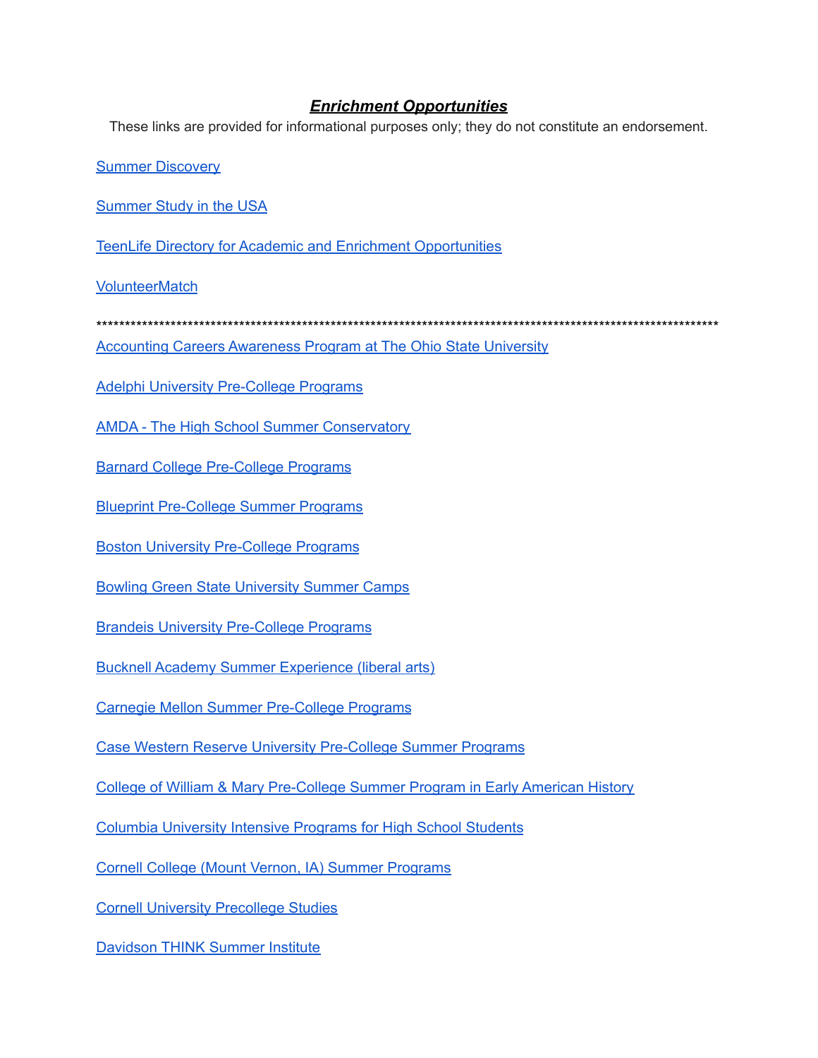# ***Enrichment Opportunities***

These links are provided for informational purposes only; they do not constitute an endorsement.

Summer Discovery

Summer Study in the USA

TeenLife Directory for Academic and Enrichment Opportunities

VolunteerMatch

************************************************************************************************************

Accounting Careers Awareness Program at The Ohio State University

Adelphi University Pre-College Programs

AMDA - The High School Summer Conservatory

Barnard College Pre-College Programs

Blueprint Pre-College Summer Programs

Boston University Pre-College Programs

Bowling Green State University Summer Camps

Brandeis University Pre-College Programs

Bucknell Academy Summer Experience (liberal arts)

Carnegie Mellon Summer Pre-College Programs

Case Western Reserve University Pre-College Summer Programs

College of William & Mary Pre-College Summer Program in Early American History

Columbia University Intensive Programs for High School Students

Cornell College (Mount Vernon, IA) Summer Programs

Cornell University Precollege Studies

Davidson THINK Summer Institute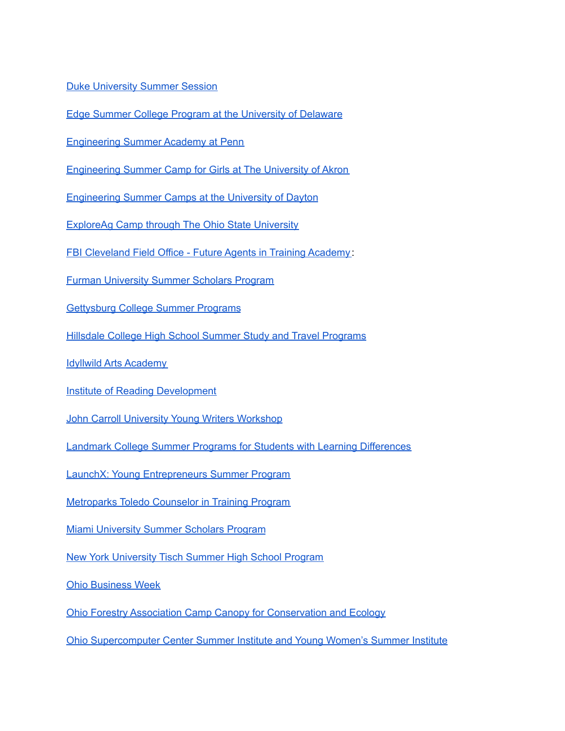Duke University Summer Session

Edge Summer College Program at the University of Delaware

Engineering Summer Academy at Penn

Engineering Summer Camp for Girls at The University of Akron

Engineering Summer Camps at the University of Dayton

ExploreAg Camp through The Ohio State University

FBI Cleveland Field Office - Future Agents in Training Academy:

Furman University Summer Scholars Program

Gettysburg College Summer Programs

Hillsdale College High School Summer Study and Travel Programs

Idyllwild Arts Academy

Institute of Reading Development

John Carroll University Young Writers Workshop

Landmark College Summer Programs for Students with Learning Differences

LaunchX: Young Entrepreneurs Summer Program

Metroparks Toledo Counselor in Training Program

Miami University Summer Scholars Program

New York University Tisch Summer High School Program

Ohio Business Week

Ohio Forestry Association Camp Canopy for Conservation and Ecology

Ohio Supercomputer Center Summer Institute and Young Women's Summer Institute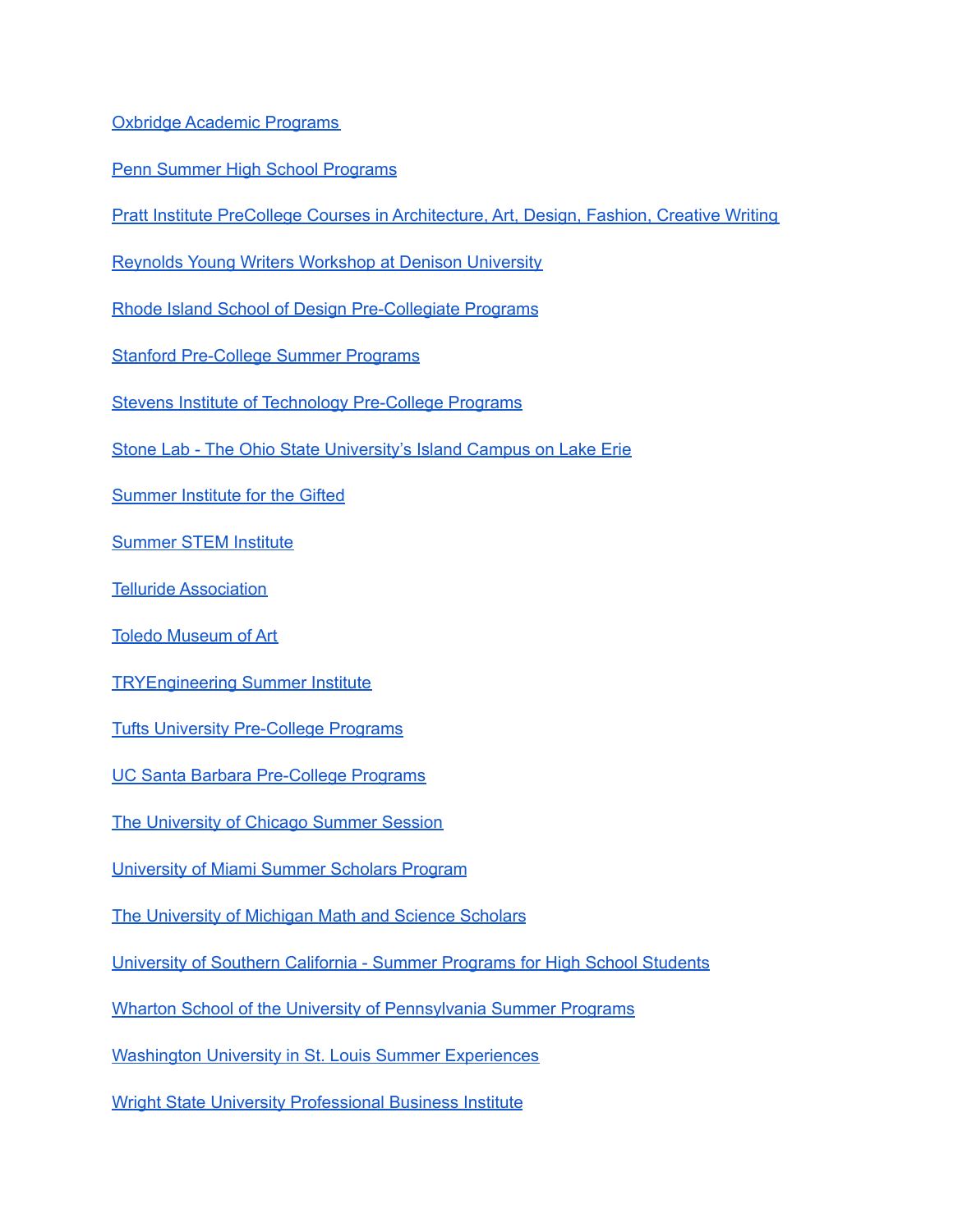Oxbridge Academic Programs

Penn Summer High School Programs

Pratt Institute PreCollege Courses in Architecture, Art, Design, Fashion, Creative Writing

Reynolds Young Writers Workshop at Denison University

Rhode Island School of Design Pre-Collegiate Programs

Stanford Pre-College Summer Programs

Stevens Institute of Technology Pre-College Programs

Stone Lab - The Ohio State University's Island Campus on Lake Erie

Summer Institute for the Gifted

Summer STEM Institute

Telluride Association

Toledo Museum of Art

TRYEngineering Summer Institute

Tufts University Pre-College Programs

UC Santa Barbara Pre-College Programs

The University of Chicago Summer Session

University of Miami Summer Scholars Program

The University of Michigan Math and Science Scholars

University of Southern California - Summer Programs for High School Students

Wharton School of the University of Pennsylvania Summer Programs

Washington University in St. Louis Summer Experiences

Wright State University Professional Business Institute